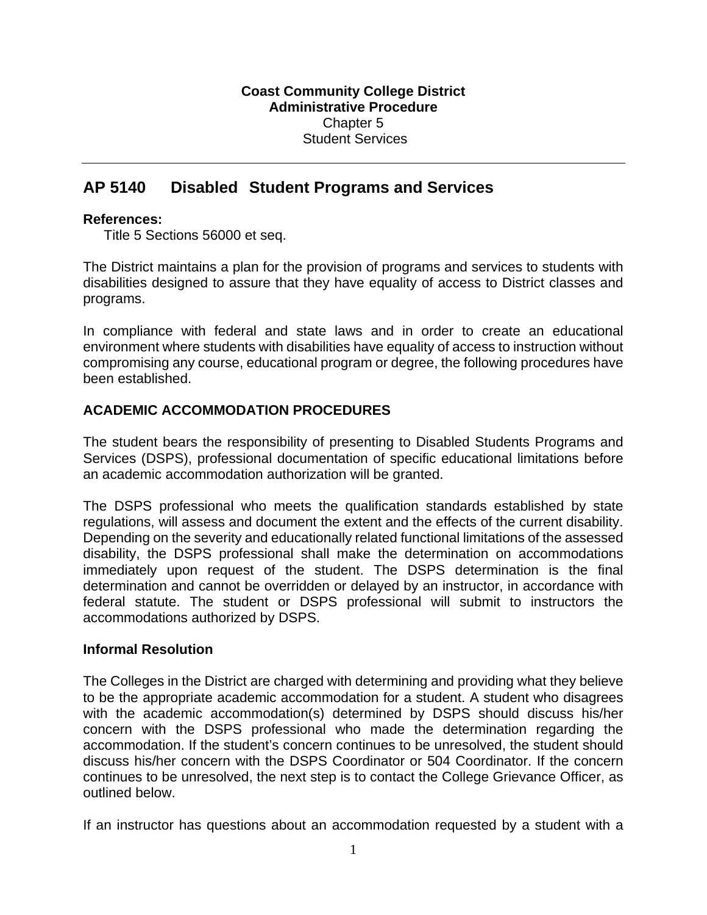**Coast Community College District**
**Administrative Procedure**
Chapter 5
Student Services

# AP 5140 Disabled Student Programs and Services

**References:**
Title 5 Sections 56000 et seq.

The District maintains a plan for the provision of programs and services to students with disabilities designed to assure that they have equality of access to District classes and programs.

In compliance with federal and state laws and in order to create an educational environment where students with disabilities have equality of access to instruction without compromising any course, educational program or degree, the following procedures have been established.

## ACADEMIC ACCOMMODATION PROCEDURES

The student bears the responsibility of presenting to Disabled Students Programs and Services (DSPS), professional documentation of specific educational limitations before an academic accommodation authorization will be granted.

The DSPS professional who meets the qualification standards established by state regulations, will assess and document the extent and the effects of the current disability. Depending on the severity and educationally related functional limitations of the assessed disability, the DSPS professional shall make the determination on accommodations immediately upon request of the student. The DSPS determination is the final determination and cannot be overridden or delayed by an instructor, in accordance with federal statute. The student or DSPS professional will submit to instructors the accommodations authorized by DSPS.

### Informal Resolution

The Colleges in the District are charged with determining and providing what they believe to be the appropriate academic accommodation for a student. A student who disagrees with the academic accommodation(s) determined by DSPS should discuss his/her concern with the DSPS professional who made the determination regarding the accommodation. If the student's concern continues to be unresolved, the student should discuss his/her concern with the DSPS Coordinator or 504 Coordinator. If the concern continues to be unresolved, the next step is to contact the College Grievance Officer, as outlined below.

If an instructor has questions about an accommodation requested by a student with a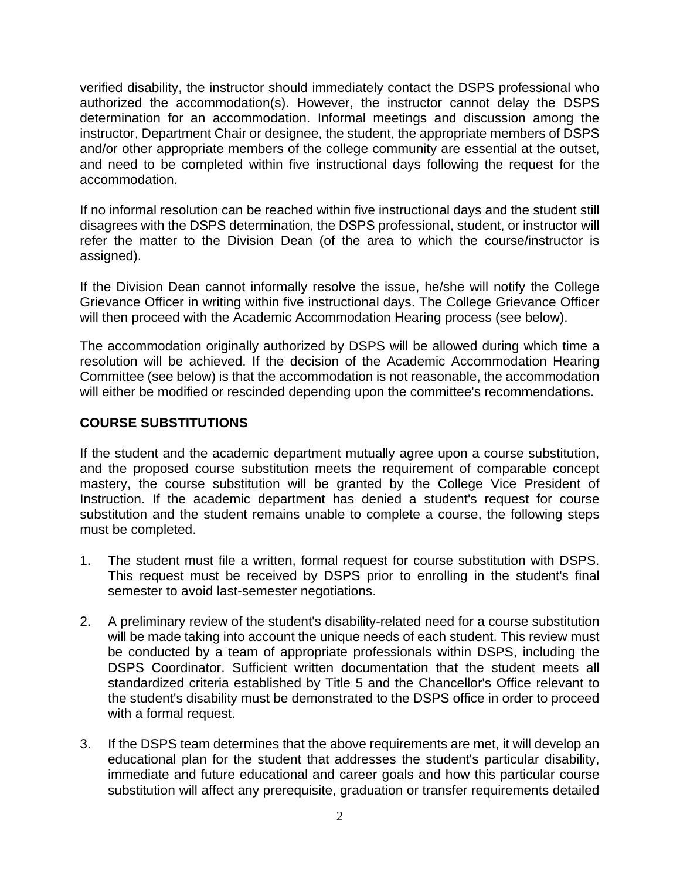verified disability, the instructor should immediately contact the DSPS professional who authorized the accommodation(s). However, the instructor cannot delay the DSPS determination for an accommodation. Informal meetings and discussion among the instructor, Department Chair or designee, the student, the appropriate members of DSPS and/or other appropriate members of the college community are essential at the outset, and need to be completed within five instructional days following the request for the accommodation.

If no informal resolution can be reached within five instructional days and the student still disagrees with the DSPS determination, the DSPS professional, student, or instructor will refer the matter to the Division Dean (of the area to which the course/instructor is assigned).

If the Division Dean cannot informally resolve the issue, he/she will notify the College Grievance Officer in writing within five instructional days. The College Grievance Officer will then proceed with the Academic Accommodation Hearing process (see below).

The accommodation originally authorized by DSPS will be allowed during which time a resolution will be achieved. If the decision of the Academic Accommodation Hearing Committee (see below) is that the accommodation is not reasonable, the accommodation will either be modified or rescinded depending upon the committee's recommendations.

## COURSE SUBSTITUTIONS

If the student and the academic department mutually agree upon a course substitution, and the proposed course substitution meets the requirement of comparable concept mastery, the course substitution will be granted by the College Vice President of Instruction. If the academic department has denied a student's request for course substitution and the student remains unable to complete a course, the following steps must be completed.

1. The student must file a written, formal request for course substitution with DSPS. This request must be received by DSPS prior to enrolling in the student's final semester to avoid last-semester negotiations.

2. A preliminary review of the student's disability-related need for a course substitution will be made taking into account the unique needs of each student. This review must be conducted by a team of appropriate professionals within DSPS, including the DSPS Coordinator. Sufficient written documentation that the student meets all standardized criteria established by Title 5 and the Chancellor's Office relevant to the student's disability must be demonstrated to the DSPS office in order to proceed with a formal request.

3. If the DSPS team determines that the above requirements are met, it will develop an educational plan for the student that addresses the student's particular disability, immediate and future educational and career goals and how this particular course substitution will affect any prerequisite, graduation or transfer requirements detailed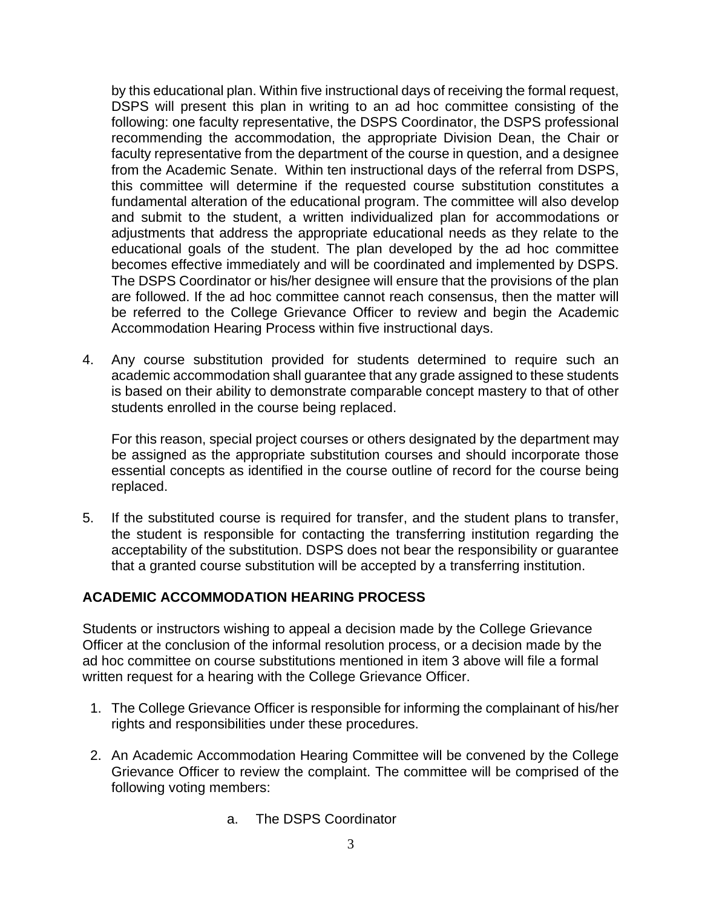by this educational plan. Within five instructional days of receiving the formal request, DSPS will present this plan in writing to an ad hoc committee consisting of the following: one faculty representative, the DSPS Coordinator, the DSPS professional recommending the accommodation, the appropriate Division Dean, the Chair or faculty representative from the department of the course in question, and a designee from the Academic Senate. Within ten instructional days of the referral from DSPS, this committee will determine if the requested course substitution constitutes a fundamental alteration of the educational program. The committee will also develop and submit to the student, a written individualized plan for accommodations or adjustments that address the appropriate educational needs as they relate to the educational goals of the student. The plan developed by the ad hoc committee becomes effective immediately and will be coordinated and implemented by DSPS. The DSPS Coordinator or his/her designee will ensure that the provisions of the plan are followed. If the ad hoc committee cannot reach consensus, then the matter will be referred to the College Grievance Officer to review and begin the Academic Accommodation Hearing Process within five instructional days.

4. Any course substitution provided for students determined to require such an academic accommodation shall guarantee that any grade assigned to these students is based on their ability to demonstrate comparable concept mastery to that of other students enrolled in the course being replaced.

   For this reason, special project courses or others designated by the department may be assigned as the appropriate substitution courses and should incorporate those essential concepts as identified in the course outline of record for the course being replaced.

5. If the substituted course is required for transfer, and the student plans to transfer, the student is responsible for contacting the transferring institution regarding the acceptability of the substitution. DSPS does not bear the responsibility or guarantee that a granted course substitution will be accepted by a transferring institution.

## ACADEMIC ACCOMMODATION HEARING PROCESS

Students or instructors wishing to appeal a decision made by the College Grievance Officer at the conclusion of the informal resolution process, or a decision made by the ad hoc committee on course substitutions mentioned in item 3 above will file a formal written request for a hearing with the College Grievance Officer.

1. The College Grievance Officer is responsible for informing the complainant of his/her rights and responsibilities under these procedures.

2. An Academic Accommodation Hearing Committee will be convened by the College Grievance Officer to review the complaint. The committee will be comprised of the following voting members:

   a. The DSPS Coordinator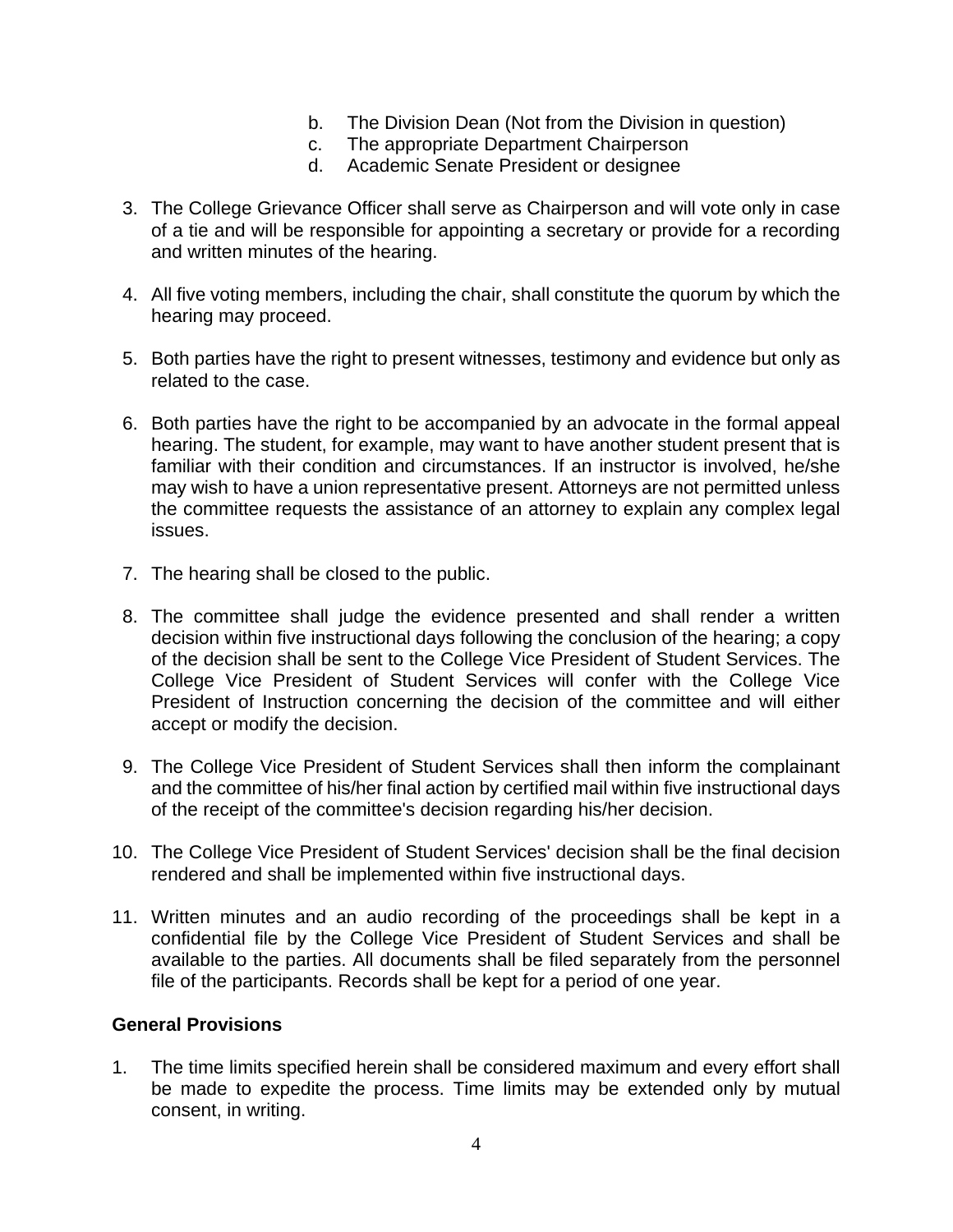b. The Division Dean (Not from the Division in question)
   c. The appropriate Department Chairperson
   d. Academic Senate President or designee

3. The College Grievance Officer shall serve as Chairperson and will vote only in case of a tie and will be responsible for appointing a secretary or provide for a recording and written minutes of the hearing.

4. All five voting members, including the chair, shall constitute the quorum by which the hearing may proceed.

5. Both parties have the right to present witnesses, testimony and evidence but only as related to the case.

6. Both parties have the right to be accompanied by an advocate in the formal appeal hearing. The student, for example, may want to have another student present that is familiar with their condition and circumstances. If an instructor is involved, he/she may wish to have a union representative present. Attorneys are not permitted unless the committee requests the assistance of an attorney to explain any complex legal issues.

7. The hearing shall be closed to the public.

8. The committee shall judge the evidence presented and shall render a written decision within five instructional days following the conclusion of the hearing; a copy of the decision shall be sent to the College Vice President of Student Services. The College Vice President of Student Services will confer with the College Vice President of Instruction concerning the decision of the committee and will either accept or modify the decision.

9. The College Vice President of Student Services shall then inform the complainant and the committee of his/her final action by certified mail within five instructional days of the receipt of the committee's decision regarding his/her decision.

10. The College Vice President of Student Services' decision shall be the final decision rendered and shall be implemented within five instructional days.

11. Written minutes and an audio recording of the proceedings shall be kept in a confidential file by the College Vice President of Student Services and shall be available to the parties. All documents shall be filed separately from the personnel file of the participants. Records shall be kept for a period of one year.

**General Provisions**

1. The time limits specified herein shall be considered maximum and every effort shall be made to expedite the process. Time limits may be extended only by mutual consent, in writing.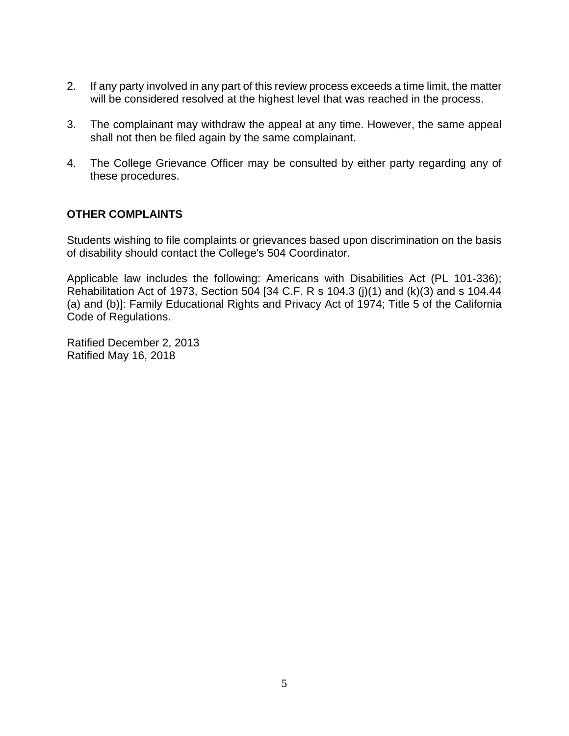2. If any party involved in any part of this review process exceeds a time limit, the matter will be considered resolved at the highest level that was reached in the process.

3. The complainant may withdraw the appeal at any time. However, the same appeal shall not then be filed again by the same complainant.

4. The College Grievance Officer may be consulted by either party regarding any of these procedures.

**OTHER COMPLAINTS**

Students wishing to file complaints or grievances based upon discrimination on the basis of disability should contact the College's 504 Coordinator.

Applicable law includes the following: Americans with Disabilities Act (PL 101-336); Rehabilitation Act of 1973, Section 504 [34 C.F. R s 104.3 (j)(1) and (k)(3) and s 104.44 (a) and (b)]: Family Educational Rights and Privacy Act of 1974; Title 5 of the California Code of Regulations.

Ratified December 2, 2013
Ratified May 16, 2018